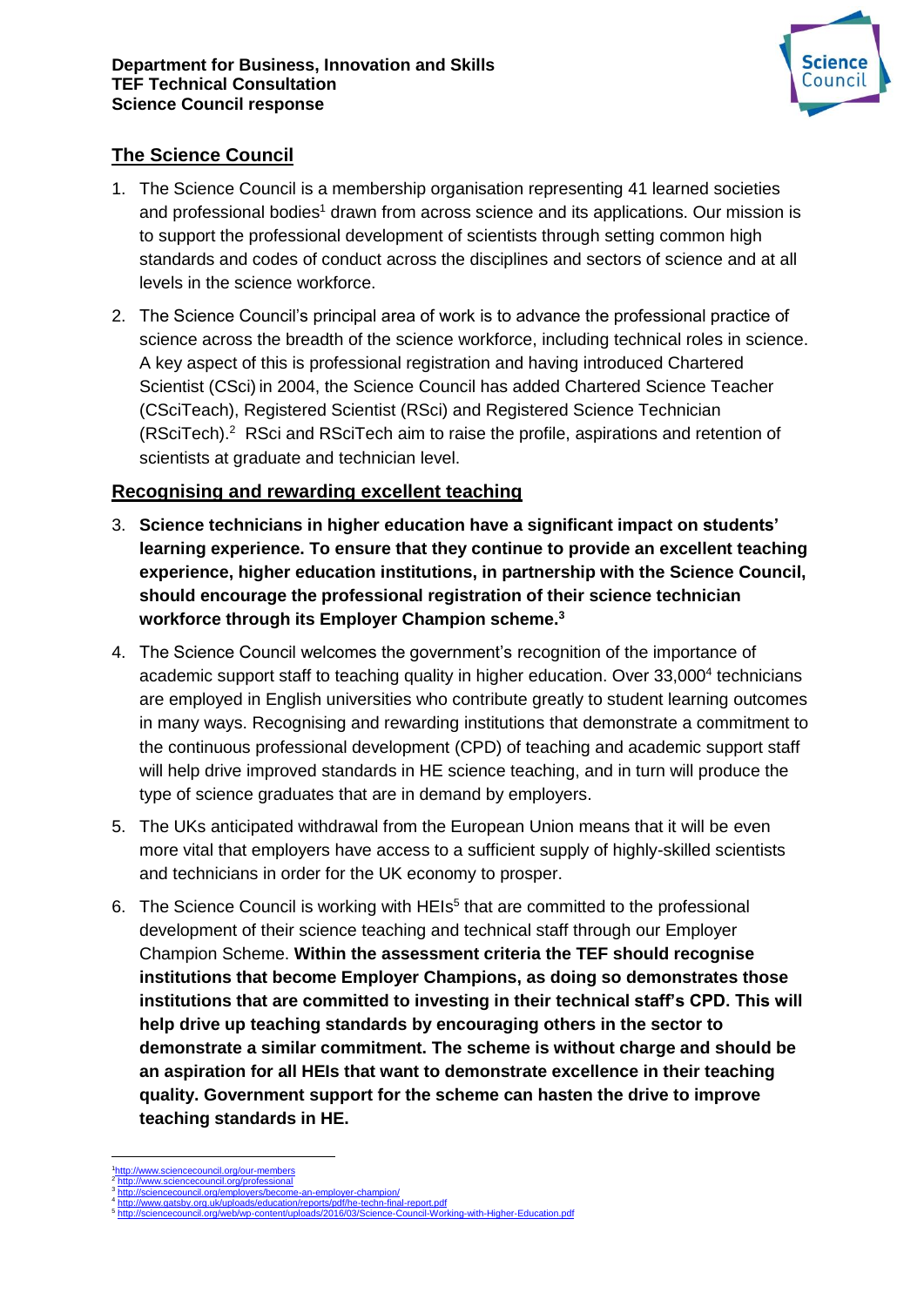**Department for Business, Innovation and Skills**
**TEF Technical Consultation**
**Science Council response**

## The Science Council

1. The Science Council is a membership organisation representing 41 learned societies and professional bodies[1] drawn from across science and its applications. Our mission is to support the professional development of scientists through setting common high standards and codes of conduct across the disciplines and sectors of science and at all levels in the science workforce.

2. The Science Council's principal area of work is to advance the professional practice of science across the breadth of the science workforce, including technical roles in science. A key aspect of this is professional registration and having introduced Chartered Scientist (CSci) in 2004, the Science Council has added Chartered Science Teacher (CSciTeach), Registered Scientist (RSci) and Registered Science Technician (RSciTech).[2] RSci and RSciTech aim to raise the profile, aspirations and retention of scientists at graduate and technician level.

## Recognising and rewarding excellent teaching

3. **Science technicians in higher education have a significant impact on students' learning experience. To ensure that they continue to provide an excellent teaching experience, higher education institutions, in partnership with the Science Council, should encourage the professional registration of their science technician workforce through its Employer Champion scheme.[3]**

4. The Science Council welcomes the government's recognition of the importance of academic support staff to teaching quality in higher education. Over 33,000[4] technicians are employed in English universities who contribute greatly to student learning outcomes in many ways. Recognising and rewarding institutions that demonstrate a commitment to the continuous professional development (CPD) of teaching and academic support staff will help drive improved standards in HE science teaching, and in turn will produce the type of science graduates that are in demand by employers.

5. The UKs anticipated withdrawal from the European Union means that it will be even more vital that employers have access to a sufficient supply of highly-skilled scientists and technicians in order for the UK economy to prosper.

6. The Science Council is working with HEIs[5] that are committed to the professional development of their science teaching and technical staff through our Employer Champion Scheme. **Within the assessment criteria the TEF should recognise institutions that become Employer Champions, as doing so demonstrates those institutions that are committed to investing in their technical staff's CPD. This will help drive up teaching standards by encouraging others in the sector to demonstrate a similar commitment. The scheme is without charge and should be an aspiration for all HEIs that want to demonstrate excellence in their teaching quality. Government support for the scheme can hasten the drive to improve teaching standards in HE.**

---

[1] http://www.sciencecouncil.org/our-members
[2] http://www.sciencecouncil.org/professional
[3] http://sciencecouncil.org/employers/become-an-employer-champion/
[4] http://www.gatsby.org.uk/uploads/education/reports/pdf/he-techn-final-report.pdf
[5] http://sciencecouncil.org/web/wp-content/uploads/2016/03/Science-Council-Working-with-Higher-Education.pdf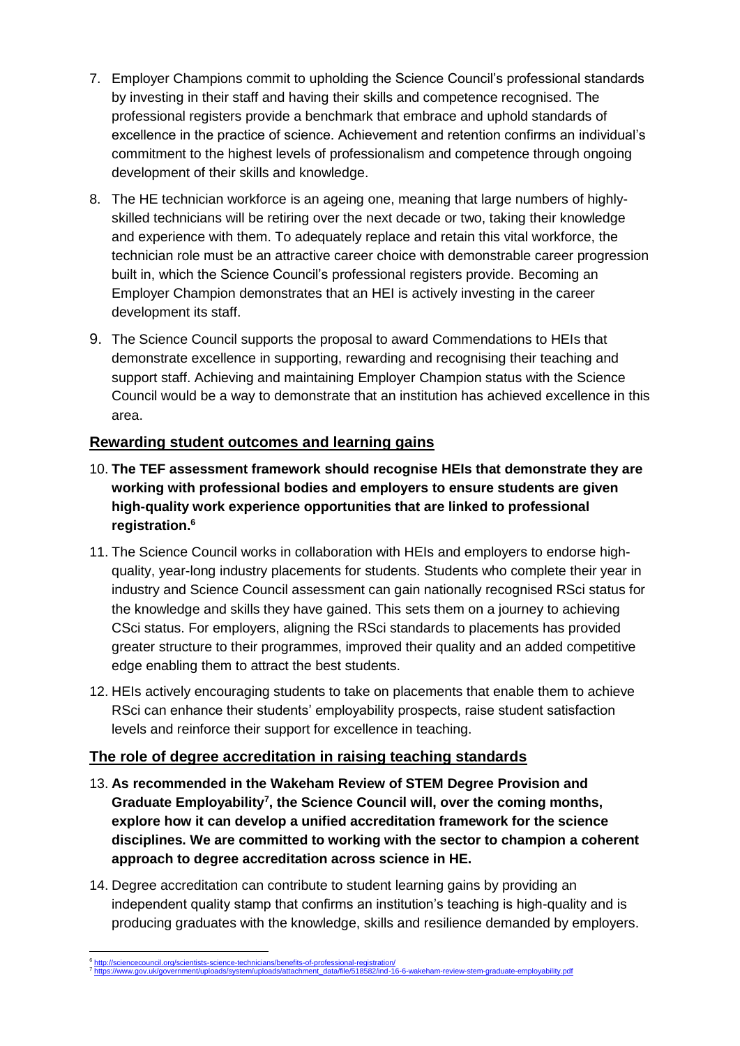7. Employer Champions commit to upholding the Science Council's professional standards by investing in their staff and having their skills and competence recognised. The professional registers provide a benchmark that embrace and uphold standards of excellence in the practice of science. Achievement and retention confirms an individual's commitment to the highest levels of professionalism and competence through ongoing development of their skills and knowledge.

8. The HE technician workforce is an ageing one, meaning that large numbers of highly-skilled technicians will be retiring over the next decade or two, taking their knowledge and experience with them. To adequately replace and retain this vital workforce, the technician role must be an attractive career choice with demonstrable career progression built in, which the Science Council's professional registers provide. Becoming an Employer Champion demonstrates that an HEI is actively investing in the career development its staff.

9. The Science Council supports the proposal to award Commendations to HEIs that demonstrate excellence in supporting, rewarding and recognising their teaching and support staff. Achieving and maintaining Employer Champion status with the Science Council would be a way to demonstrate that an institution has achieved excellence in this area.

## Rewarding student outcomes and learning gains

10. **The TEF assessment framework should recognise HEIs that demonstrate they are working with professional bodies and employers to ensure students are given high-quality work experience opportunities that are linked to professional registration.[6]**

11. The Science Council works in collaboration with HEIs and employers to endorse high-quality, year-long industry placements for students. Students who complete their year in industry and Science Council assessment can gain nationally recognised RSci status for the knowledge and skills they have gained. This sets them on a journey to achieving CSci status. For employers, aligning the RSci standards to placements has provided greater structure to their programmes, improved their quality and an added competitive edge enabling them to attract the best students.

12. HEIs actively encouraging students to take on placements that enable them to achieve RSci can enhance their students' employability prospects, raise student satisfaction levels and reinforce their support for excellence in teaching.

## The role of degree accreditation in raising teaching standards

13. **As recommended in the Wakeham Review of STEM Degree Provision and Graduate Employability[7], the Science Council will, over the coming months, explore how it can develop a unified accreditation framework for the science disciplines. We are committed to working with the sector to champion a coherent approach to degree accreditation across science in HE.**

14. Degree accreditation can contribute to student learning gains by providing an independent quality stamp that confirms an institution's teaching is high-quality and is producing graduates with the knowledge, skills and resilience demanded by employers.

---

[6] http://sciencecouncil.org/scientists-science-technicians/benefits-of-professional-registration/

[7] https://www.gov.uk/government/uploads/system/uploads/attachment_data/file/518582/ind-16-6-wakeham-review-stem-graduate-employability.pdf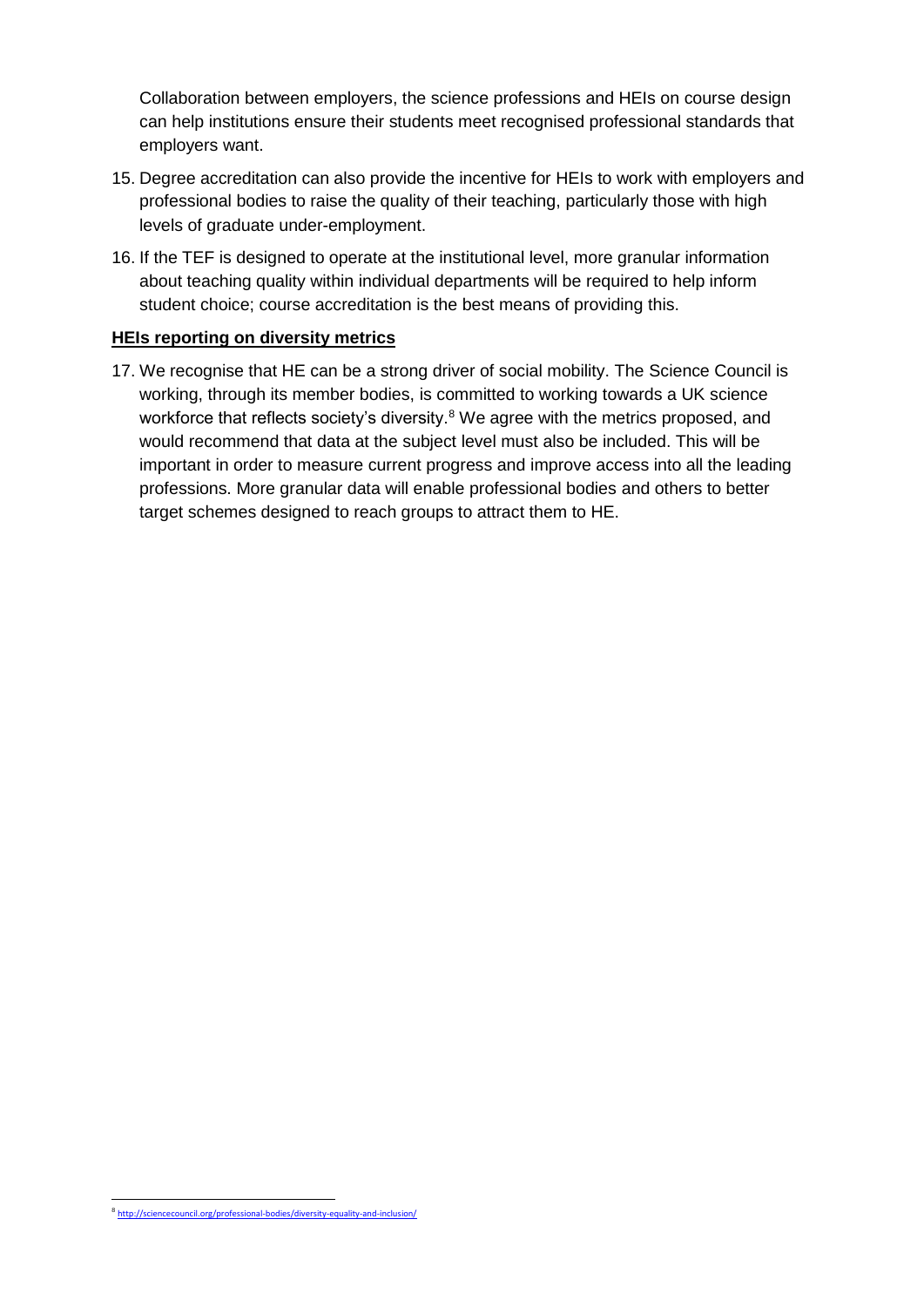Collaboration between employers, the science professions and HEIs on course design can help institutions ensure their students meet recognised professional standards that employers want.

15. Degree accreditation can also provide the incentive for HEIs to work with employers and professional bodies to raise the quality of their teaching, particularly those with high levels of graduate under-employment.

16. If the TEF is designed to operate at the institutional level, more granular information about teaching quality within individual departments will be required to help inform student choice; course accreditation is the best means of providing this.

**HEIs reporting on diversity metrics**

17. We recognise that HE can be a strong driver of social mobility. The Science Council is working, through its member bodies, is committed to working towards a UK science workforce that reflects society's diversity.[8] We agree with the metrics proposed, and would recommend that data at the subject level must also be included. This will be important in order to measure current progress and improve access into all the leading professions. More granular data will enable professional bodies and others to better target schemes designed to reach groups to attract them to HE.

[8] http://sciencecouncil.org/professional-bodies/diversity-equality-and-inclusion/